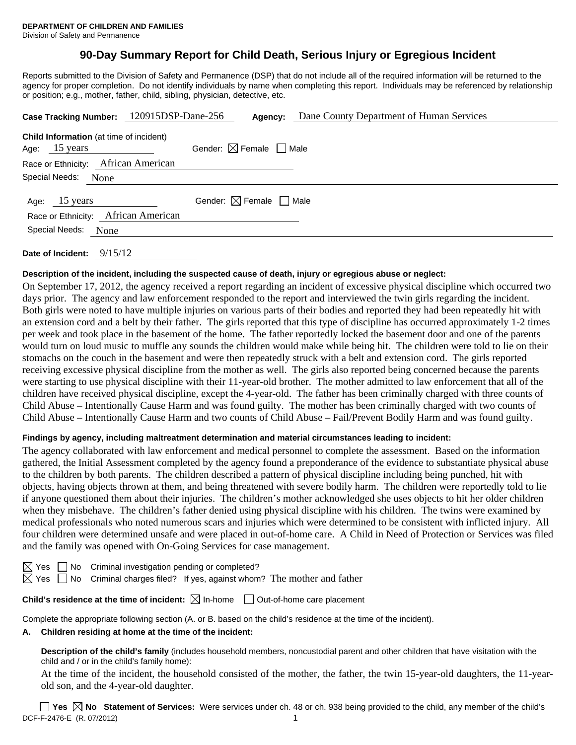**DEPARTMENT OF CHILDREN AND FAMILIES**
Division of Safety and Permanence

# 90-Day Summary Report for Child Death, Serious Injury or Egregious Incident

Reports submitted to the Division of Safety and Permanence (DSP) that do not include all of the required information will be returned to the agency for proper completion. Do not identify individuals by name when completing this report. Individuals may be referenced by relationship or position; e.g., mother, father, child, sibling, physician, detective, etc.

**Case Tracking Number:** 120915DSP-Dane-256 **Agency:** Dane County Department of Human Services

**Child Information** (at time of incident)

Age: 15 years Gender: ☒ Female ☐ Male

Race or Ethnicity: African American

Special Needs: None

Age: 15 years Gender: ☒ Female ☐ Male

Race or Ethnicity: African American

Special Needs: None

**Date of Incident:** 9/15/12

**Description of the incident, including the suspected cause of death, injury or egregious abuse or neglect:**

On September 17, 2012, the agency received a report regarding an incident of excessive physical discipline which occurred two days prior. The agency and law enforcement responded to the report and interviewed the twin girls regarding the incident. Both girls were noted to have multiple injuries on various parts of their bodies and reported they had been repeatedly hit with an extension cord and a belt by their father. The girls reported that this type of discipline has occurred approximately 1-2 times per week and took place in the basement of the home. The father reportedly locked the basement door and one of the parents would turn on loud music to muffle any sounds the children would make while being hit. The children were told to lie on their stomachs on the couch in the basement and were then repeatedly struck with a belt and extension cord. The girls reported receiving excessive physical discipline from the mother as well. The girls also reported being concerned because the parents were starting to use physical discipline with their 11-year-old brother. The mother admitted to law enforcement that all of the children have received physical discipline, except the 4-year-old. The father has been criminally charged with three counts of Child Abuse – Intentionally Cause Harm and was found guilty. The mother has been criminally charged with two counts of Child Abuse – Intentionally Cause Harm and two counts of Child Abuse – Fail/Prevent Bodily Harm and was found guilty.

**Findings by agency, including maltreatment determination and material circumstances leading to incident:**

The agency collaborated with law enforcement and medical personnel to complete the assessment. Based on the information gathered, the Initial Assessment completed by the agency found a preponderance of the evidence to substantiate physical abuse to the children by both parents. The children described a pattern of physical discipline including being punched, hit with objects, having objects thrown at them, and being threatened with severe bodily harm. The children were reportedly told to lie if anyone questioned them about their injuries. The children's mother acknowledged she uses objects to hit her older children when they misbehave. The children's father denied using physical discipline with his children. The twins were examined by medical professionals who noted numerous scars and injuries which were determined to be consistent with inflicted injury. All four children were determined unsafe and were placed in out-of-home care. A Child in Need of Protection or Services was filed and the family was opened with On-Going Services for case management.

☒ Yes ☐ No Criminal investigation pending or completed?

☒ Yes ☐ No Criminal charges filed? If yes, against whom? The mother and father

**Child's residence at the time of incident:** ☒ In-home ☐ Out-of-home care placement

Complete the appropriate following section (A. or B. based on the child's residence at the time of the incident).

**A. Children residing at home at the time of the incident:**

**Description of the child's family** (includes household members, noncustodial parent and other children that have visitation with the child and / or in the child's family home):

At the time of the incident, the household consisted of the mother, the father, the twin 15-year-old daughters, the 11-year-old son, and the 4-year-old daughter.

☐ **Yes** ☒ **No** **Statement of Services:** Were services under ch. 48 or ch. 938 being provided to the child, any member of the child's

DCF-F-2476-E (R. 07/2012)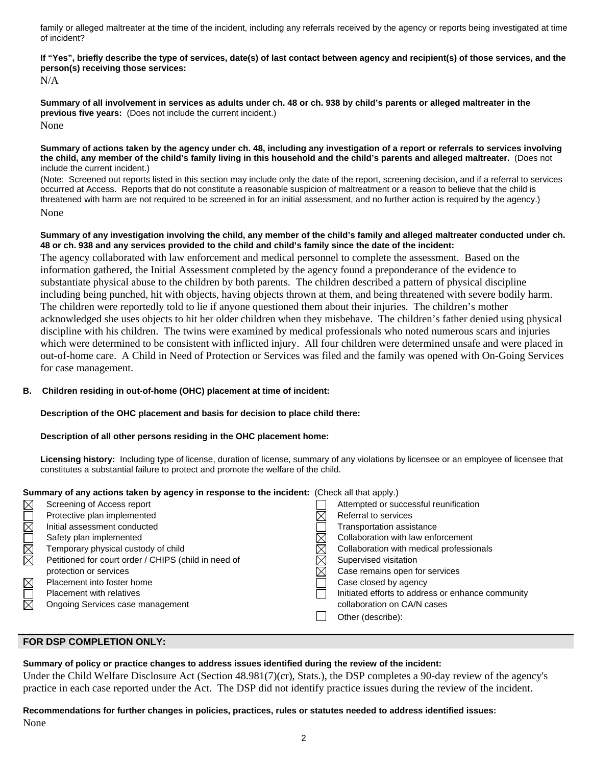family or alleged maltreater at the time of the incident, including any referrals received by the agency or reports being investigated at time of incident?

**If "Yes", briefly describe the type of services, date(s) of last contact between agency and recipient(s) of those services, and the person(s) receiving those services:**

N/A

**Summary of all involvement in services as adults under ch. 48 or ch. 938 by child's parents or alleged maltreater in the previous five years:** (Does not include the current incident.)

None

**Summary of actions taken by the agency under ch. 48, including any investigation of a report or referrals to services involving the child, any member of the child's family living in this household and the child's parents and alleged maltreater.** (Does not include the current incident.)

(Note: Screened out reports listed in this section may include only the date of the report, screening decision, and if a referral to services occurred at Access. Reports that do not constitute a reasonable suspicion of maltreatment or a reason to believe that the child is threatened with harm are not required to be screened in for an initial assessment, and no further action is required by the agency.)

None

**Summary of any investigation involving the child, any member of the child's family and alleged maltreater conducted under ch. 48 or ch. 938 and any services provided to the child and child's family since the date of the incident:**

The agency collaborated with law enforcement and medical personnel to complete the assessment. Based on the information gathered, the Initial Assessment completed by the agency found a preponderance of the evidence to substantiate physical abuse to the children by both parents. The children described a pattern of physical discipline including being punched, hit with objects, having objects thrown at them, and being threatened with severe bodily harm. The children were reportedly told to lie if anyone questioned them about their injuries. The children's mother acknowledged she uses objects to hit her older children when they misbehave. The children's father denied using physical discipline with his children. The twins were examined by medical professionals who noted numerous scars and injuries which were determined to be consistent with inflicted injury. All four children were determined unsafe and were placed in out-of-home care. A Child in Need of Protection or Services was filed and the family was opened with On-Going Services for case management.

**B. Children residing in out-of-home (OHC) placement at time of incident:**

**Description of the OHC placement and basis for decision to place child there:**

**Description of all other persons residing in the OHC placement home:**

**Licensing history:** Including type of license, duration of license, summary of any violations by licensee or an employee of licensee that constitutes a substantial failure to protect and promote the welfare of the child.

**Summary of any actions taken by agency in response to the incident:** (Check all that apply.)

- [x] Screening of Access report
- [ ] Protective plan implemented
- [x] Initial assessment conducted
- [ ] Safety plan implemented
- [x] Temporary physical custody of child
- [x] Petitioned for court order / CHIPS (child in need of protection or services
- [x] Placement into foster home
- [ ] Placement with relatives
- [x] Ongoing Services case management
- [ ] Attempted or successful reunification
- [x] Referral to services
- [ ] Transportation assistance
- [x] Collaboration with law enforcement
- [x] Collaboration with medical professionals
- [x] Supervised visitation
- [x] Case remains open for services
- [ ] Case closed by agency
- [ ] Initiated efforts to address or enhance community collaboration on CA/N cases
- [ ] Other (describe):

## FOR DSP COMPLETION ONLY:

**Summary of policy or practice changes to address issues identified during the review of the incident:**

Under the Child Welfare Disclosure Act (Section 48.981(7)(cr), Stats.), the DSP completes a 90-day review of the agency's practice in each case reported under the Act. The DSP did not identify practice issues during the review of the incident.

**Recommendations for further changes in policies, practices, rules or statutes needed to address identified issues:**

None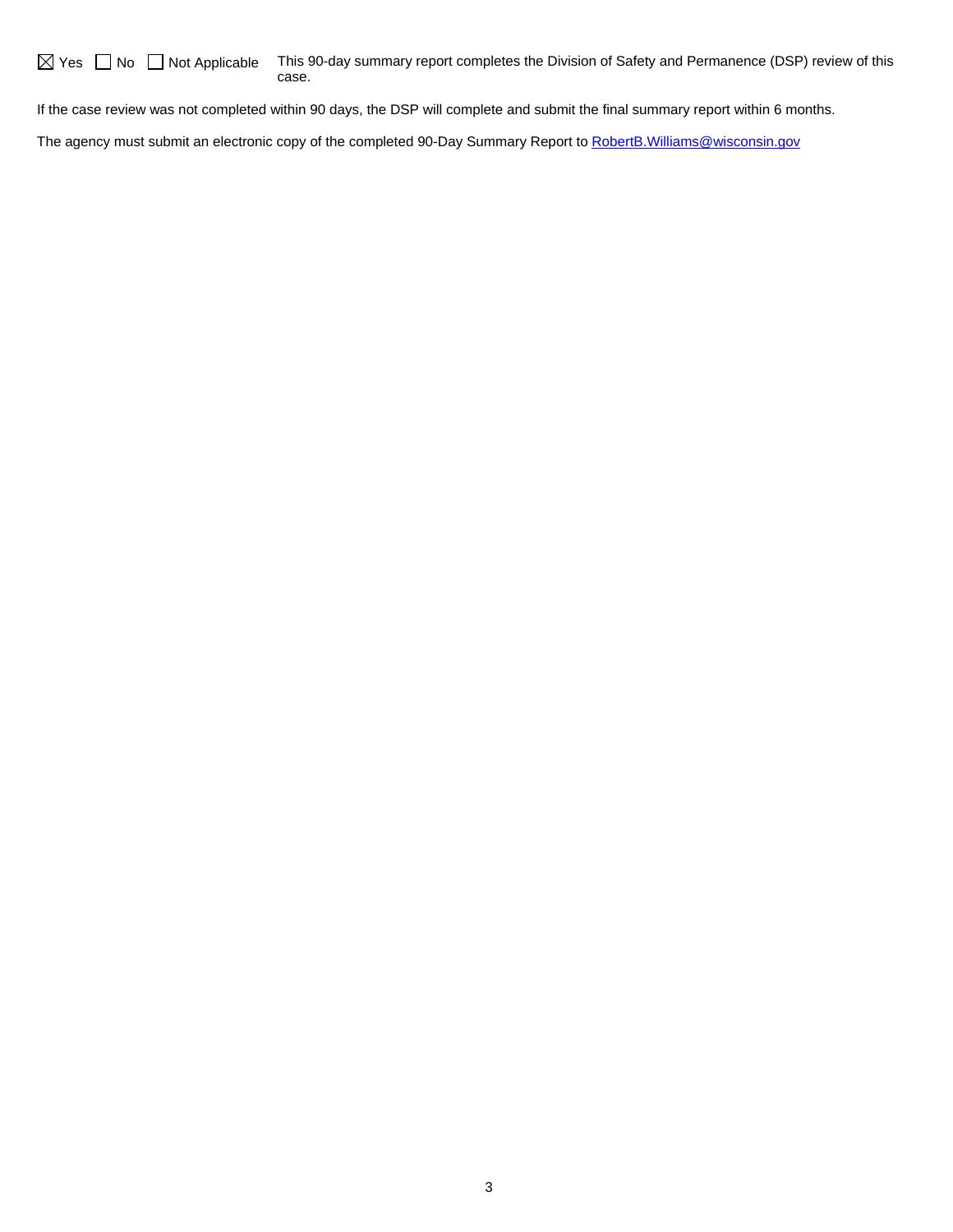☒ Yes ☐ No ☐ Not Applicable This 90-day summary report completes the Division of Safety and Permanence (DSP) review of this case.

If the case review was not completed within 90 days, the DSP will complete and submit the final summary report within 6 months.

The agency must submit an electronic copy of the completed 90-Day Summary Report to [RobertB.Williams@wisconsin.gov](mailto:RobertB.Williams@wisconsin.gov)